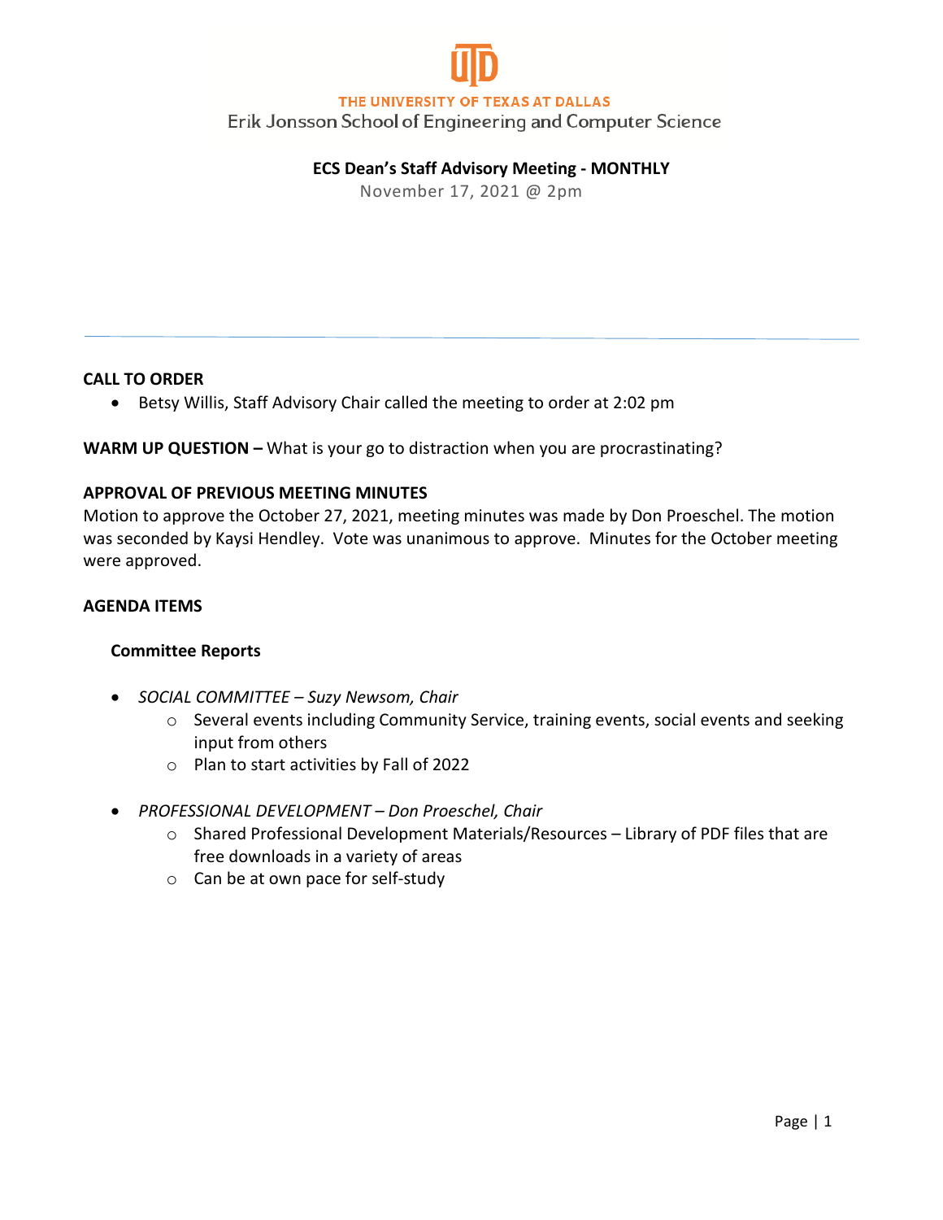THE UNIVERSITY OF TEXAS AT DALLAS

Erik Jonsson School of Engineering and Computer Science

# ECS Dean's Staff Advisory Meeting - MONTHLY

November 17, 2021 @ 2pm

---

**CALL TO ORDER**

- Betsy Willis, Staff Advisory Chair called the meeting to order at 2:02 pm

**WARM UP QUESTION –** What is your go to distraction when you are procrastinating?

**APPROVAL OF PREVIOUS MEETING MINUTES**

Motion to approve the October 27, 2021, meeting minutes was made by Don Proeschel. The motion was seconded by Kaysi Hendley. Vote was unanimous to approve. Minutes for the October meeting were approved.

**AGENDA ITEMS**

**Committee Reports**

- *SOCIAL COMMITTEE – Suzy Newsom, Chair*
    - Several events including Community Service, training events, social events and seeking input from others
    - Plan to start activities by Fall of 2022

- *PROFESSIONAL DEVELOPMENT – Don Proeschel, Chair*
    - Shared Professional Development Materials/Resources – Library of PDF files that are free downloads in a variety of areas
    - Can be at own pace for self-study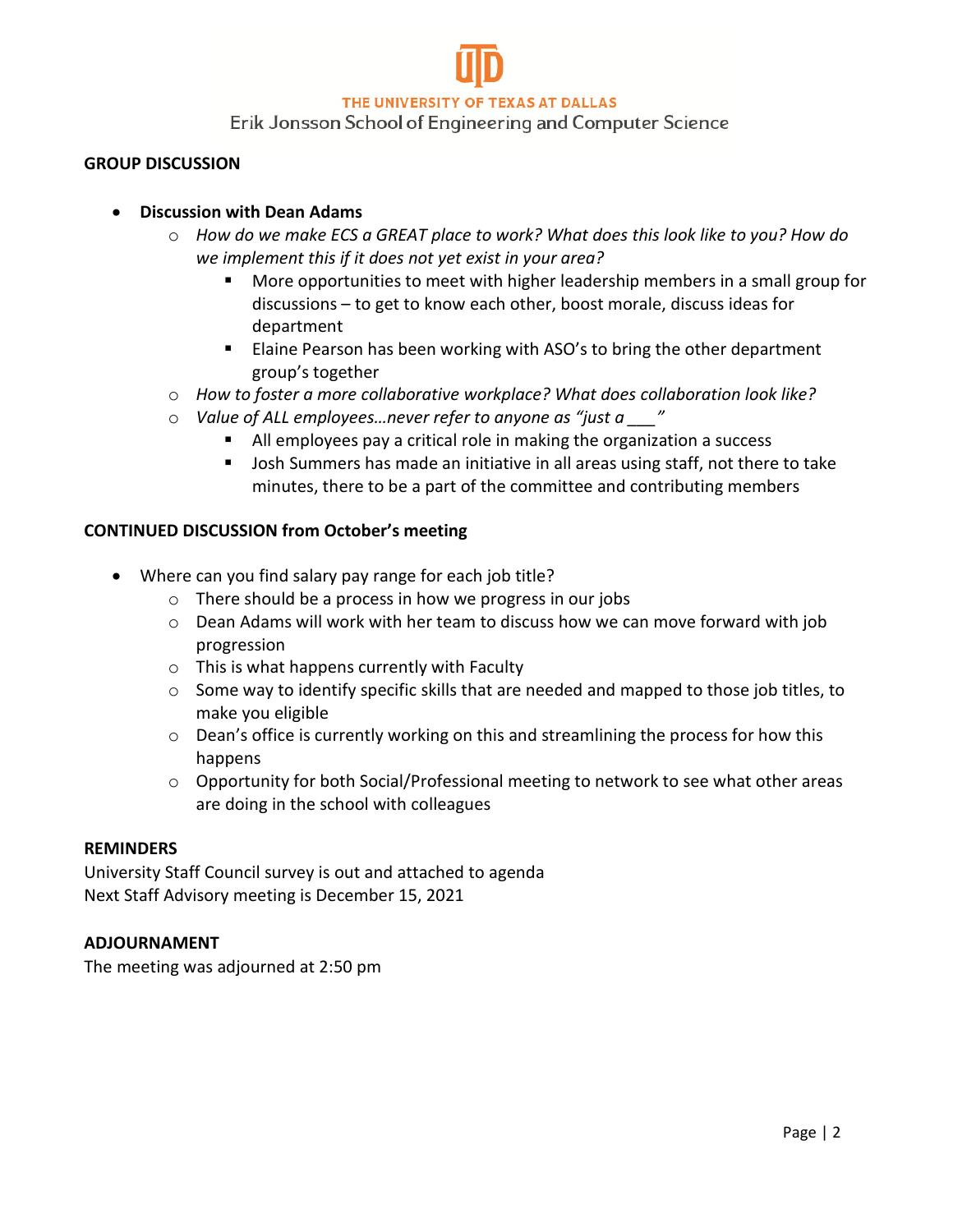**GROUP DISCUSSION**

- **Discussion with Dean Adams**
    - *How do we make ECS a GREAT place to work? What does this look like to you? How do we implement this if it does not yet exist in your area?*
        - More opportunities to meet with higher leadership members in a small group for discussions – to get to know each other, boost morale, discuss ideas for department
        - Elaine Pearson has been working with ASO's to bring the other department group's together
    - *How to foster a more collaborative workplace? What does collaboration look like?*
    - *Value of ALL employees…never refer to anyone as "just a ___"*
        - All employees pay a critical role in making the organization a success
        - Josh Summers has made an initiative in all areas using staff, not there to take minutes, there to be a part of the committee and contributing members

**CONTINUED DISCUSSION from October's meeting**

- Where can you find salary pay range for each job title?
    - There should be a process in how we progress in our jobs
    - Dean Adams will work with her team to discuss how we can move forward with job progression
    - This is what happens currently with Faculty
    - Some way to identify specific skills that are needed and mapped to those job titles, to make you eligible
    - Dean's office is currently working on this and streamlining the process for how this happens
    - Opportunity for both Social/Professional meeting to network to see what other areas are doing in the school with colleagues

**REMINDERS**

University Staff Council survey is out and attached to agenda
Next Staff Advisory meeting is December 15, 2021

**ADJOURNAMENT**

The meeting was adjourned at 2:50 pm